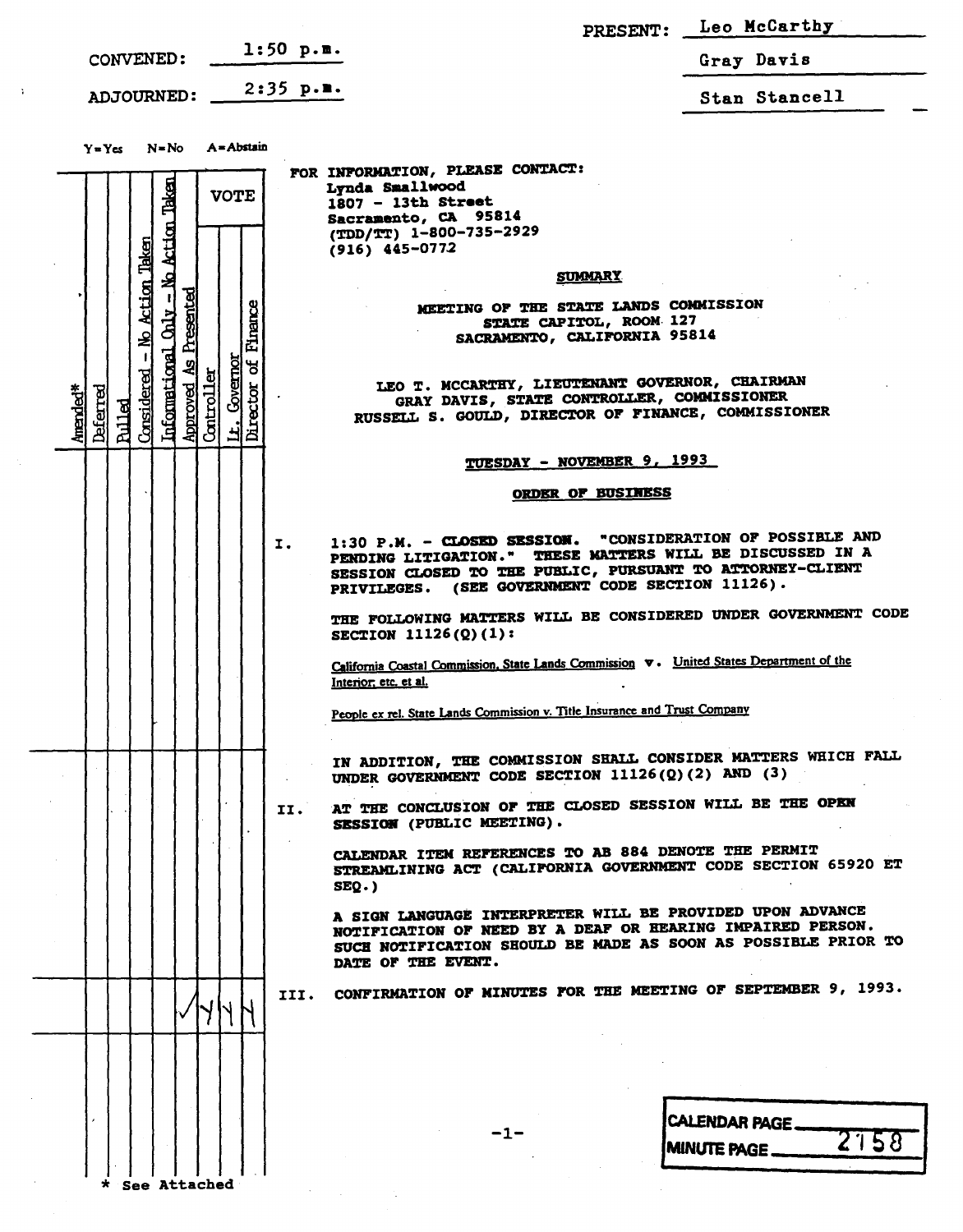CONVENED: 1:50 p.m.

ADJOURNED: 2:35 p.m.

PRESENT: Leo McCarthy

Gray Davis

Stan Stancell

Y=Yes N=No A=Abstain

FOR INFORMATION, PLEASE CONTACT:
Lynda Smallwood
1807 - 13th Street
Sacramento, CA 95814
(TDD/TT) 1-800-735-2929
(916) 445-0772

## SUMMARY

**MEETING OF THE STATE LANDS COMMISSION**
**STATE CAPITOL, ROOM 127**
**SACRAMENTO, CALIFORNIA 95814**

LEO T. MCCARTHY, LIEUTENANT GOVERNOR, CHAIRMAN
GRAY DAVIS, STATE CONTROLLER, COMMISSIONER
RUSSELL S. GOULD, DIRECTOR OF FINANCE, COMMISSIONER

**TUESDAY - NOVEMBER 9, 1993**

**ORDER OF BUSINESS**

| Amended* | Deferred | Pulled | Considered - No Action Taken | Informational Only - No Action Taken | Approved As Presented | VOTE: Controller | VOTE: Lt. Governor | VOTE: Director of Finance | Item |
|---|---|---|---|---|---|---|---|---|---|
| | | | | | | | | | I. 1:30 P.M. - CLOSED SESSION. "CONSIDERATION OF POSSIBLE AND PENDING LITIGATION." THESE MATTERS WILL BE DISCUSSED IN A SESSION CLOSED TO THE PUBLIC, PURSUANT TO ATTORNEY-CLIENT PRIVILEGES. (SEE GOVERNMENT CODE SECTION 11126). THE FOLLOWING MATTERS WILL BE CONSIDERED UNDER GOVERNMENT CODE SECTION 11126(Q)(1): California Coastal Commission, State Lands Commission v. United States Department of the Interior, etc. et al. People ex rel. State Lands Commission v. Title Insurance and Trust Company |
| | | | | | | | | | IN ADDITION, THE COMMISSION SHALL CONSIDER MATTERS WHICH FALL UNDER GOVERNMENT CODE SECTION 11126(Q)(2) AND (3) |
| | | | | | | | | | II. AT THE CONCLUSION OF THE CLOSED SESSION WILL BE THE OPEN SESSION (PUBLIC MEETING). CALENDAR ITEM REFERENCES TO AB 884 DENOTE THE PERMIT STREAMLINING ACT (CALIFORNIA GOVERNMENT CODE SECTION 65920 ET SEQ.) A SIGN LANGUAGE INTERPRETER WILL BE PROVIDED UPON ADVANCE NOTIFICATION OF NEED BY A DEAF OR HEARING IMPAIRED PERSON. SUCH NOTIFICATION SHOULD BE MADE AS SOON AS POSSIBLE PRIOR TO DATE OF THE EVENT. |
| | | | | | ✓ | Y | Y | Y | III. CONFIRMATION OF MINUTES FOR THE MEETING OF SEPTEMBER 9, 1993. |

\* See Attached

CALENDAR PAGE ______
MINUTE PAGE 2158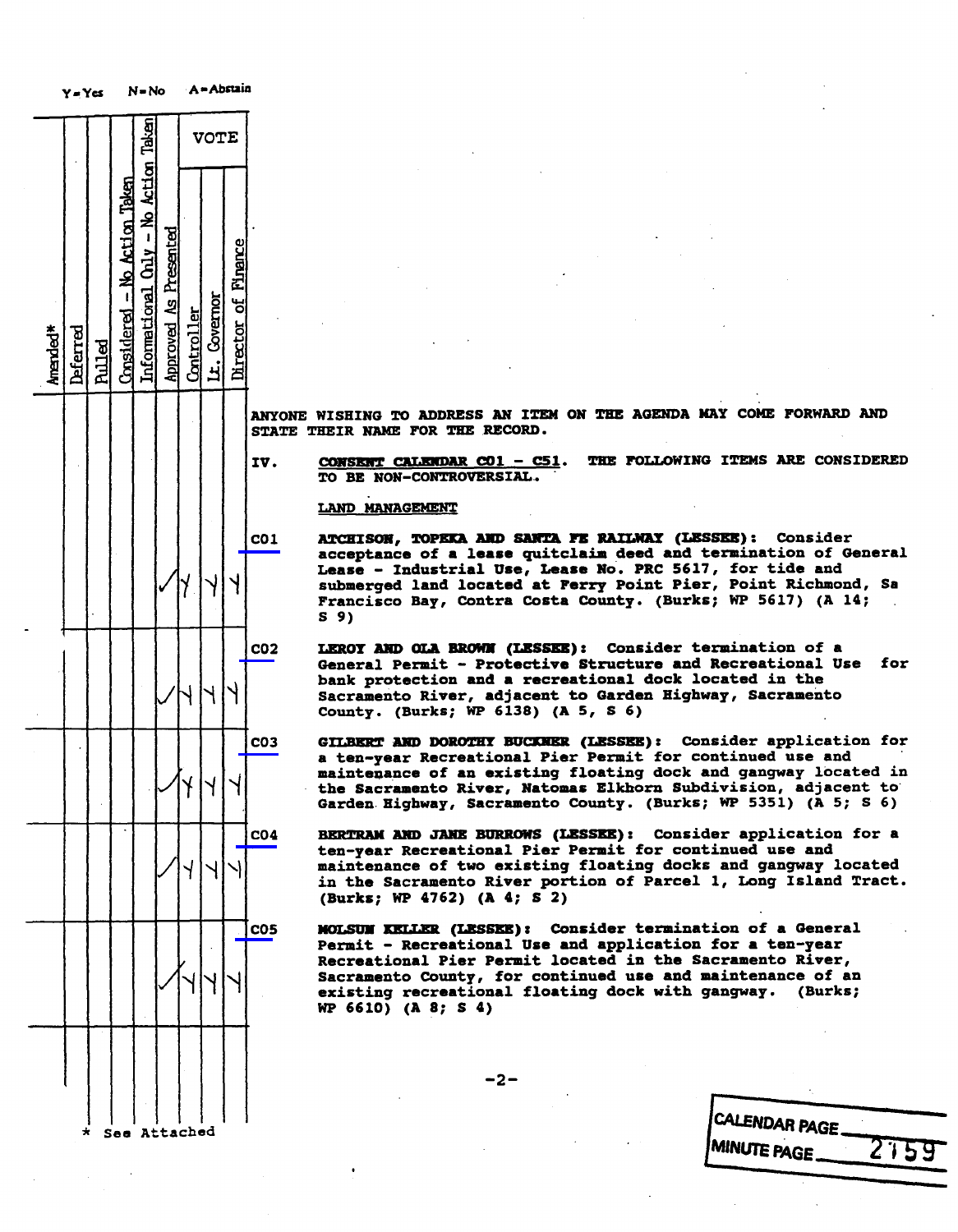Y=Yes N=No A=Abstain

| Amended* | Deferred | Pulled | Considered - No Action Taken | Informational Only - No Action Taken | Approved As Presented | VOTE: Controller | VOTE: Lt. Governor | VOTE: Director of Finance | Item |
|---|---|---|---|---|---|---|---|---|---|
| | | | | | | | | | ANYONE WISHING TO ADDRESS AN ITEM ON THE AGENDA MAY COME FORWARD AND STATE THEIR NAME FOR THE RECORD. |
| | | | | | | | | | **IV. CONSENT CALENDAR C01 - C51. THE FOLLOWING ITEMS ARE CONSIDERED TO BE NON-CONTROVERSIAL.** |
| | | | | | | | | | **LAND MANAGEMENT** |
| | | | | | ✓ | Y | Y | Y | **C01 ATCHISON, TOPEKA AND SANTA FE RAILWAY (LESSEE):** Consider acceptance of a lease quitclaim deed and termination of General Lease - Industrial Use, Lease No. PRC 5617, for tide and submerged land located at Ferry Point Pier, Point Richmond, Sa Francisco Bay, Contra Costa County. (Burks; WP 5617) (A 14; S 9) |
| | | | | | ✓ | Y | Y | Y | **C02 LEROY AND OLA BROWN (LESSEE):** Consider termination of a General Permit - Protective Structure and Recreational Use for bank protection and a recreational dock located in the Sacramento River, adjacent to Garden Highway, Sacramento County. (Burks; WP 6138) (A 5, S 6) |
| | | | | | ✓ | Y | Y | Y | **C03 GILBERT AND DOROTHY BUCKNER (LESSEE):** Consider application for a ten-year Recreational Pier Permit for continued use and maintenance of an existing floating dock and gangway located in the Sacramento River, Natomas Elkhorn Subdivision, adjacent to Garden Highway, Sacramento County. (Burks; WP 5351) (A 5; S 6) |
| | | | | | ✓ | Y | Y | Y | **C04 BERTRAM AND JANE BURROWS (LESSEE):** Consider application for a ten-year Recreational Pier Permit for continued use and maintenance of two existing floating docks and gangway located in the Sacramento River portion of Parcel 1, Long Island Tract. (Burks; WP 4762) (A 4; S 2) |
| | | | | | ✓ | Y | Y | Y | **C05 MOLSUN KELLER (LESSEE):** Consider termination of a General Permit - Recreational Use and application for a ten-year Recreational Pier Permit located in the Sacramento River, Sacramento County, for continued use and maintenance of an existing recreational floating dock with gangway. (Burks; WP 6610) (A 8; S 4) |

\* See Attached

CALENDAR PAGE \_\_\_\_\_\_
MINUTE PAGE 2159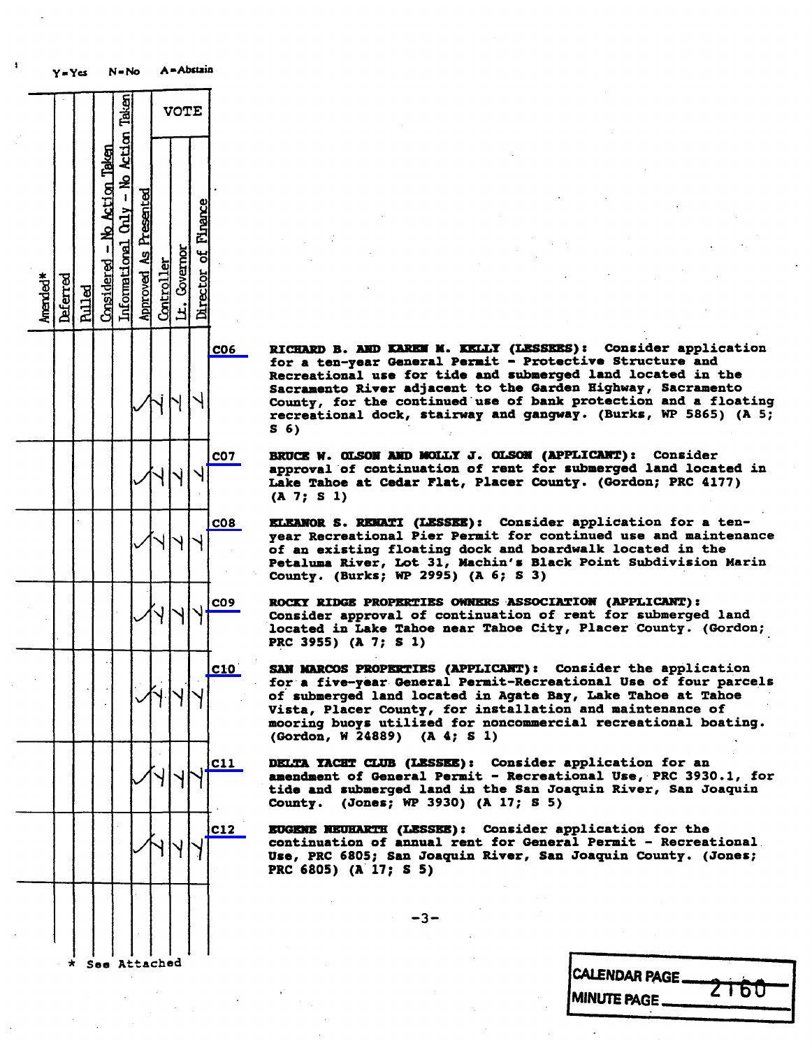Y = Yes N = No A = Abstain

| Amended* | Deferred | Pulled | Considered - No Action Taken | Informational Only - No Action Taken | Approved As Presented | VOTE Controller | Lt. Governor | Director of Finance | Item | Description |
|---|---|---|---|---|---|---|---|---|---|---|
| | | | | | ✓ | Y | Y | Y | C06 | **RICHARD B. AND KAREN M. KELLY (LESSEES):** Consider application for a ten-year General Permit - Protective Structure and Recreational use for tide and submerged land located in the Sacramento River adjacent to the Garden Highway, Sacramento County, for the continued use of bank protection and a floating recreational dock, stairway and gangway. (Burks, WP 5865) (A 5; S 6) |
| | | | | | ✓ | Y | Y | Y | C07 | **BRUCE W. OLSON AND MOLLY J. OLSON (APPLICANT):** Consider approval of continuation of rent for submerged land located in Lake Tahoe at Cedar Flat, Placer County. (Gordon; PRC 4177) (A 7; S 1) |
| | | | | | ✓ | Y | Y | Y | C08 | **ELEANOR S. RENATI (LESSEE):** Consider application for a ten-year Recreational Pier Permit for continued use and maintenance of an existing floating dock and boardwalk located in the Petaluma River, Lot 31, Machin's Black Point Subdivision Marin County. (Burks; WP 2995) (A 6; S 3) |
| | | | | | ✓ | Y | Y | Y | C09 | **ROCKY RIDGE PROPERTIES OWNERS ASSOCIATION (APPLICANT):** Consider approval of continuation of rent for submerged land located in Lake Tahoe near Tahoe City, Placer County. (Gordon; PRC 3955) (A 7; S 1) |
| | | | | | ✓ | Y | Y | Y | C10 | **SAN MARCOS PROPERTIES (APPLICANT):** Consider the application for a five-year General Permit-Recreational Use of four parcels of submerged land located in Agate Bay, Lake Tahoe at Tahoe Vista, Placer County, for installation and maintenance of mooring buoys utilized for noncommercial recreational boating. (Gordon, W 24889) (A 4; S 1) |
| | | | | | ✓ | Y | Y | Y | C11 | **DELTA YACHT CLUB (LESSEE):** Consider application for an amendment of General Permit - Recreational Use, PRC 3930.1, for tide and submerged land in the San Joaquin River, San Joaquin County. (Jones; WP 3930) (A 17; S 5) |
| | | | | | ✓ | Y | Y | Y | C12 | **EUGENE NEUHARTH (LESSEE):** Consider application for the continuation of annual rent for General Permit - Recreational Use, PRC 6805; San Joaquin River, San Joaquin County. (Jones; PRC 6805) (A 17; S 5) |

\* See Attached

CALENDAR PAGE ______
MINUTE PAGE 2160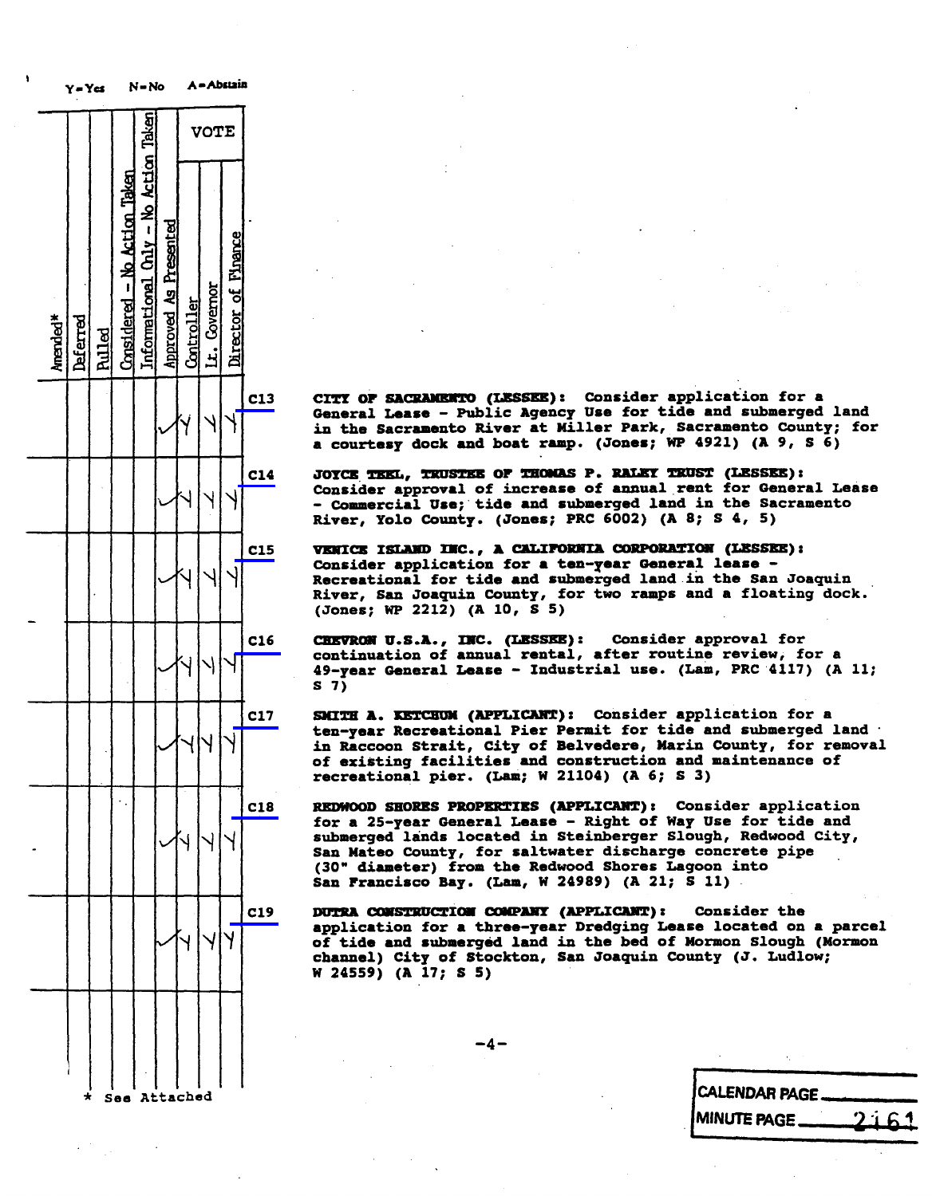Y = Yes    N = No    A = Abstain

| Amended* | Deferred | Pulled | Considered - No Action Taken | Informational Only - No Action Taken | Approved As Presented | VOTE: Controller | VOTE: Lt. Governor | VOTE: Director of Finance | Item | Description |
|---|---|---|---|---|---|---|---|---|---|---|
| | | | | | ✓ | Y | Y | Y | C13 | **CITY OF SACRAMENTO (LESSEE):** Consider application for a General Lease - Public Agency Use for tide and submerged land in the Sacramento River at Miller Park, Sacramento County; for a courtesy dock and boat ramp. (Jones; WP 4921) (A 9, S 6) |
| | | | | | ✓ | Y | Y | Y | C14 | **JOYCE TEEL, TRUSTEE OF THOMAS P. RALEY TRUST (LESSEE):** Consider approval of increase of annual rent for General Lease - Commercial Use; tide and submerged land in the Sacramento River, Yolo County. (Jones; PRC 6002) (A 8; S 4, 5) |
| | | | | | ✓ | Y | Y | Y | C15 | **VENICE ISLAND INC., A CALIFORNIA CORPORATION (LESSEE):** Consider application for a ten-year General lease - Recreational for tide and submerged land in the San Joaquin River, San Joaquin County, for two ramps and a floating dock. (Jones; WP 2212) (A 10, S 5) |
| | | | | | ✓ | Y | Y | Y | C16 | **CHEVRON U.S.A., INC. (LESSEE):** Consider approval for continuation of annual rental, after routine review, for a 49-year General Lease - Industrial use. (Lam, PRC 4117) (A 11; S 7) |
| | | | | | ✓ | Y | Y | Y | C17 | **SMITH A. KETCHUM (APPLICANT):** Consider application for a ten-year Recreational Pier Permit for tide and submerged land in Raccoon Strait, City of Belvedere, Marin County, for removal of existing facilities and construction and maintenance of recreational pier. (Lam; W 21104) (A 6; S 3) |
| | | | | | ✓ | Y | Y | Y | C18 | **REDWOOD SHORES PROPERTIES (APPLICANT):** Consider application for a 25-year General Lease - Right of Way Use for tide and submerged lands located in Steinberger Slough, Redwood City, San Mateo County, for saltwater discharge concrete pipe (30" diameter) from the Redwood Shores Lagoon into San Francisco Bay. (Lam, W 24989) (A 21; S 11) |
| | | | | | ✓ | Y | Y | Y | C19 | **DUTRA CONSTRUCTION COMPANY (APPLICANT):** Consider the application for a three-year Dredging Lease located on a parcel of tide and submerged land in the bed of Mormon Slough (Mormon channel) City of Stockton, San Joaquin County (J. Ludlow; W 24559) (A 17; S 5) |

\* See Attached

CALENDAR PAGE ______

MINUTE PAGE 2161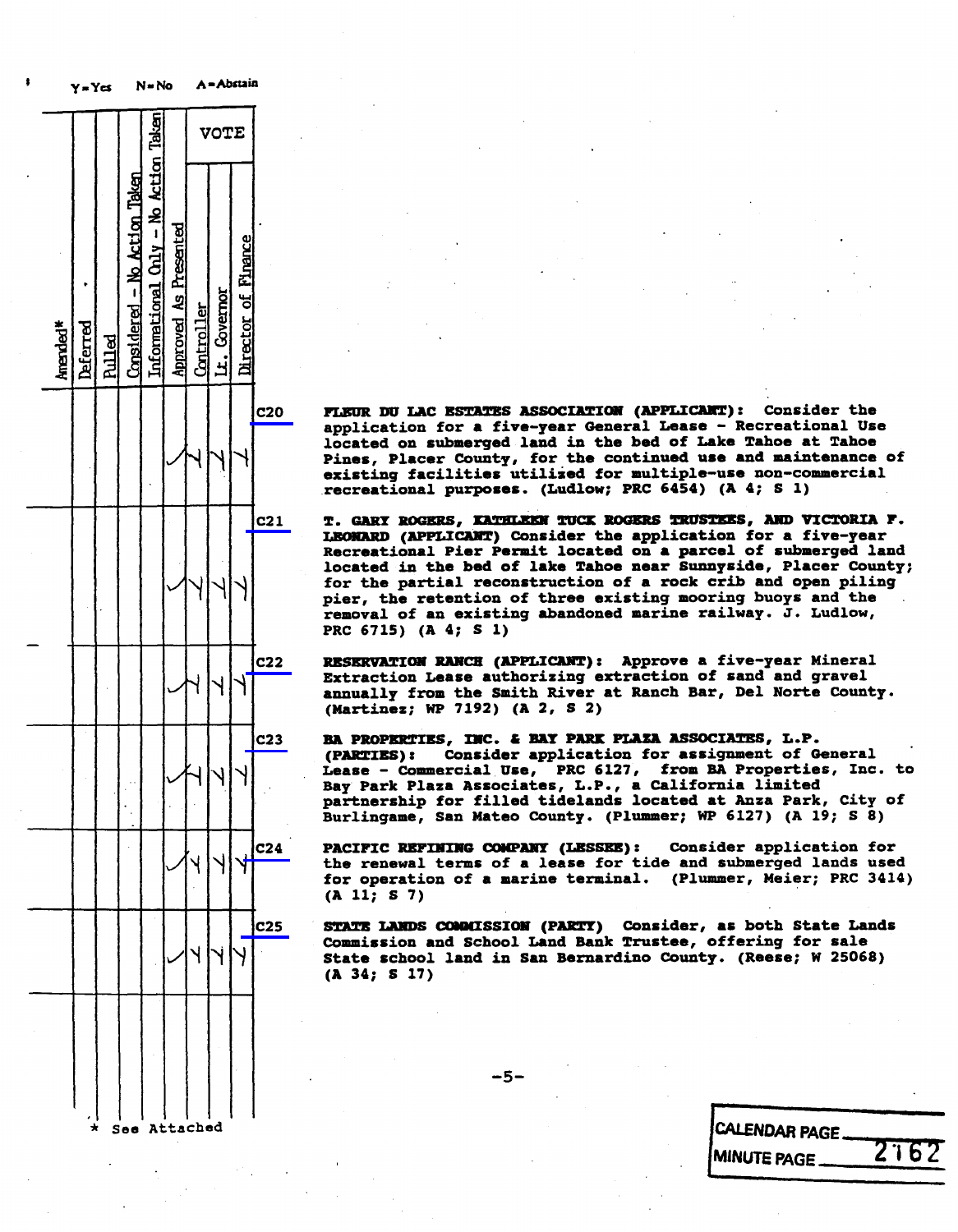Y = Yes N = No A = Abstain

| Amended* | Deferred | Pulled | Considered - No Action Taken | Informational Only - No Action Taken | Approved As Presented | VOTE | | | Item | Description |
|---|---|---|---|---|---|---|---|---|---|---|
| | | | | | | Controller | Lt. Governor | Director of Finance | | |
| | | | | | ✓ | Y | Y | Y | C20 | **FLEUR DU LAC ESTATES ASSOCIATION (APPLICANT):** Consider the application for a five-year General Lease - Recreational Use located on submerged land in the bed of Lake Tahoe at Tahoe Pines, Placer County, for the continued use and maintenance of existing facilities utilized for multiple-use non-commercial recreational purposes. (Ludlow; PRC 6454) (A 4; S 1) |
| | | | | | ✓ | Y | Y | Y | C21 | **T. GARY ROGERS, KATHLEEN TUCK ROGERS TRUSTEES, AND VICTORIA F. LEONARD (APPLICANT)** Consider the application for a five-year Recreational Pier Permit located on a parcel of submerged land located in the bed of lake Tahoe near Sunnyside, Placer County; for the partial reconstruction of a rock crib and open piling pier, the retention of three existing mooring buoys and the removal of an existing abandoned marine railway. J. Ludlow, PRC 6715) (A 4; S 1) |
| | | | | | ✓ | Y | Y | Y | C22 | **RESERVATION RANCH (APPLICANT):** Approve a five-year Mineral Extraction Lease authorizing extraction of sand and gravel annually from the Smith River at Ranch Bar, Del Norte County. (Martinez; WP 7192) (A 2, S 2) |
| | | | | | ✓ | Y | Y | Y | C23 | **BA PROPERTIES, INC. & BAY PARK PLAZA ASSOCIATES, L.P. (PARTIES):** Consider application for assignment of General Lease - Commercial Use, PRC 6127, from BA Properties, Inc. to Bay Park Plaza Associates, L.P., a California limited partnership for filled tidelands located at Anza Park, City of Burlingame, San Mateo County. (Plummer; WP 6127) (A 19; S 8) |
| | | | | | ✓ | Y | Y | Y | C24 | **PACIFIC REFINING COMPANY (LESSEE):** Consider application for the renewal terms of a lease for tide and submerged lands used for operation of a marine terminal. (Plummer, Meier; PRC 3414) (A 11; S 7) |
| | | | | | ✓ | Y | Y | Y | C25 | **STATE LANDS COMMISSION (PARTY)** Consider, as both State Lands Commission and School Land Bank Trustee, offering for sale State school land in San Bernardino County. (Reese; W 25068) (A 34; S 17) |

\* See Attached

CALENDAR PAGE ____

MINUTE PAGE 2162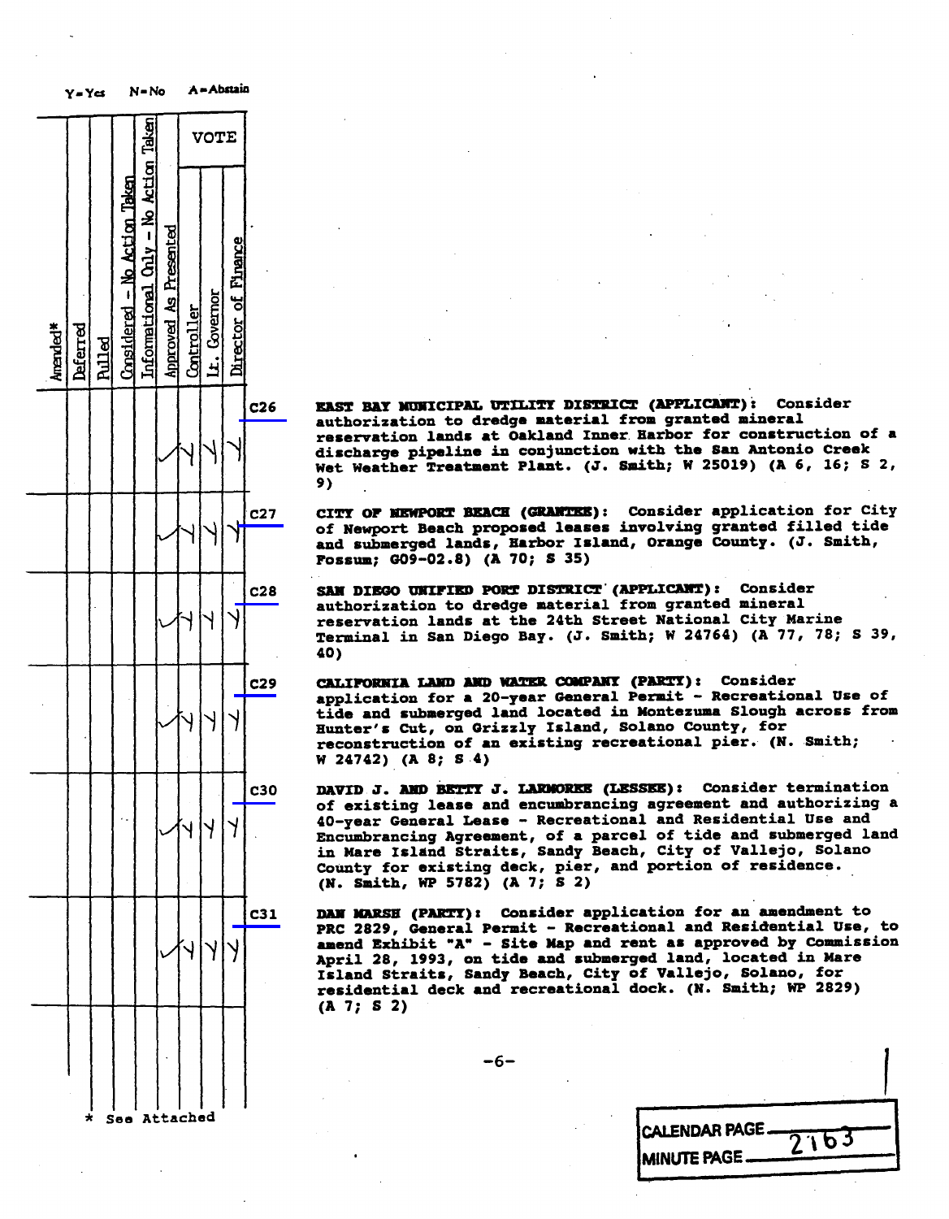Y=Yes N=No A=Abstain

| Amended* | Deferred | Pulled | Considered - No Action Taken | Informational Only - No Action Taken | Approved As Presented | VOTE Controller | Lt. Governor | Director of Finance | Item | Description |
|---|---|---|---|---|---|---|---|---|---|---|
| | | | | | ✓ | Y | Y | Y | C26 | **EAST BAY MUNICIPAL UTILITY DISTRICT (APPLICANT):** Consider authorization to dredge material from granted mineral reservation lands at Oakland Inner Harbor for construction of a discharge pipeline in conjunction with the San Antonio Creek Wet Weather Treatment Plant. (J. Smith; W 25019) (A 6, 16; S 2, 9) |
| | | | | | ✓ | Y | Y | Y | C27 | **CITY OF NEWPORT BEACH (GRANTEE):** Consider application for City of Newport Beach proposed leases involving granted filled tide and submerged lands, Harbor Island, Orange County. (J. Smith, Fossum; G09-02.8) (A 70; S 35) |
| | | | | | ✓ | Y | Y | Y | C28 | **SAN DIEGO UNIFIED PORT DISTRICT (APPLICANT):** Consider authorization to dredge material from granted mineral reservation lands at the 24th Street National City Marine Terminal in San Diego Bay. (J. Smith; W 24764) (A 77, 78; S 39, 40) |
| | | | | | ✓ | Y | Y | Y | C29 | **CALIFORNIA LAND AND WATER COMPANY (PARTY):** Consider application for a 20-year General Permit - Recreational Use of tide and submerged lands located in Montezuma Slough across from Hunter's Cut, on Grizzly Island, Solano County, for reconstruction of an existing recreational pier. (N. Smith; W 24742) (A 8; S 4) |
| | | | | | ✓ | Y | Y | Y | C30 | **DAVID J. AND BETTY J. LARMOREE (LESSEE):** Consider termination of existing lease and encumbrancing agreement and authorizing a 40-year General Lease - Recreational and Residential Use and Encumbrancing Agreement, of a parcel of tide and submerged land in Mare Island Straits, Sandy Beach, City of Vallejo, Solano County for existing deck, pier, and portion of residence. (N. Smith, WP 5782) (A 7; S 2) |
| | | | | | ✓ | Y | Y | Y | C31 | **DAN MARSH (PARTY):** Consider application for an amendment to PRC 2829, General Permit - Recreational and Residential Use, to amend Exhibit "A" - Site Map and rent as approved by Commission April 28, 1993, on tide and submerged land, located in Mare Island Straits, Sandy Beach, City of Vallejo, Solano, for residential deck and recreational dock. (N. Smith; WP 2829) (A 7; S 2) |

\* See Attached

CALENDAR PAGE ____
MINUTE PAGE 2163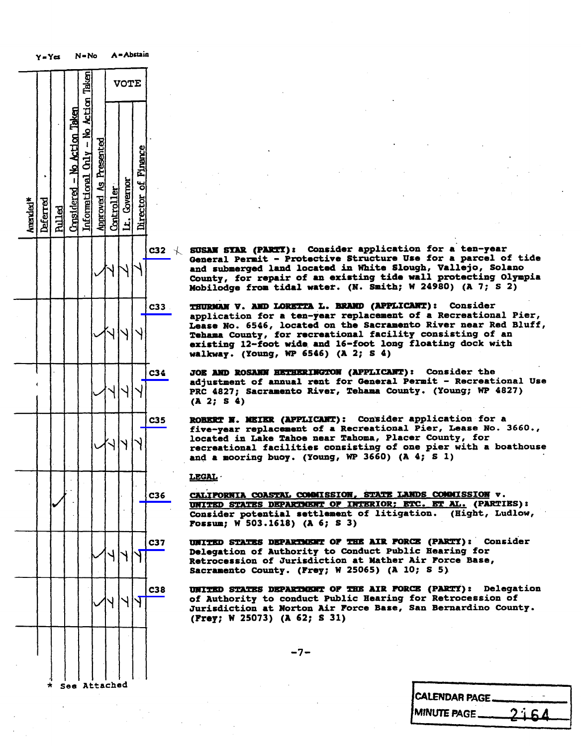Y=Yes N=No A=Abstain

| Amended* | Deferred | Pulled | Considered – No Action Taken | Informational Only – No Action Taken | Approved As Presented | VOTE Controller | Lt. Governor | Director of Finance | Item | Description |
|---|---|---|---|---|---|---|---|---|---|---|
| | | | | | ✓ | Y | Y | Y | C32 | **SUSAN STAR (PARTY):** Consider application for a ten-year General Permit - Protective Structure Use for a parcel of tide and submerged land located in White Slough, Vallejo, Solano County, for repair of an existing tide wall protecting Olympia Mobilodge from tidal water. (N. Smith; W 24980) (A 7; S 2) |
| | | | | | ✓ | Y | Y | Y | C33 | **THURMAN V. AND LORETTA L. BRAND (APPLICANT):** Consider application for a ten-year replacement of a Recreational Pier, Lease No. 6546, located on the Sacramento River near Red Bluff, Tehama County, for recreational facility consisting of an existing 12-foot wide and 16-foot long floating dock with walkway. (Young, WP 6546) (A 2; S 4) |
| | | | | | ✓ | Y | Y | Y | C34 | **JOE AND ROSANN HETHERINGTON (APPLICANT):** Consider the adjustment of annual rent for General Permit - Recreational Use PRC 4827; Sacramento River, Tehama County. (Young; WP 4827) (A 2; S 4) |
| | | | | | ✓ | Y | Y | Y | C35 | **ROBERT N. MEIER (APPLICANT):** Consider application for a five-year replacement of a Recreational Pier, Lease No. 3660., located in Lake Tahoe near Tahoma, Placer County, for recreational facilities consisting of one pier with a boathouse and a mooring buoy. (Young, WP 3660) (A 4; S 1) |
| | | | | | | | | | | **LEGAL** |
| | | ✓ | | | | | | | C36 | **CALIFORNIA COASTAL COMMISSION, STATE LANDS COMMISSION v. UNITED STATES DEPARTMENT OF INTERIOR; ETC. ET AL. (PARTIES):** Consider potential settlement of litigation. (Hight, Ludlow, Fossum; W 503.1618) (A 6; S 3) |
| | | | | | ✓ | Y | Y | Y | C37 | **UNITED STATES DEPARTMENT OF THE AIR FORCE (PARTY):** Consider Delegation of Authority to Conduct Public Hearing for Retrocession of Jurisdiction at Mather Air Force Base, Sacramento County. (Frey; W 25065) (A 10; S 5) |
| | | | | | ✓ | Y | Y | Y | C38 | **UNITED STATES DEPARTMENT OF THE AIR FORCE (PARTY):** Delegation of Authority to conduct Public Hearing for Retrocession of Jurisdiction at Norton Air Force Base, San Bernardino County. (Frey; W 25073) (A 62; S 31) |

\* See Attached

CALENDAR PAGE

MINUTE PAGE 2164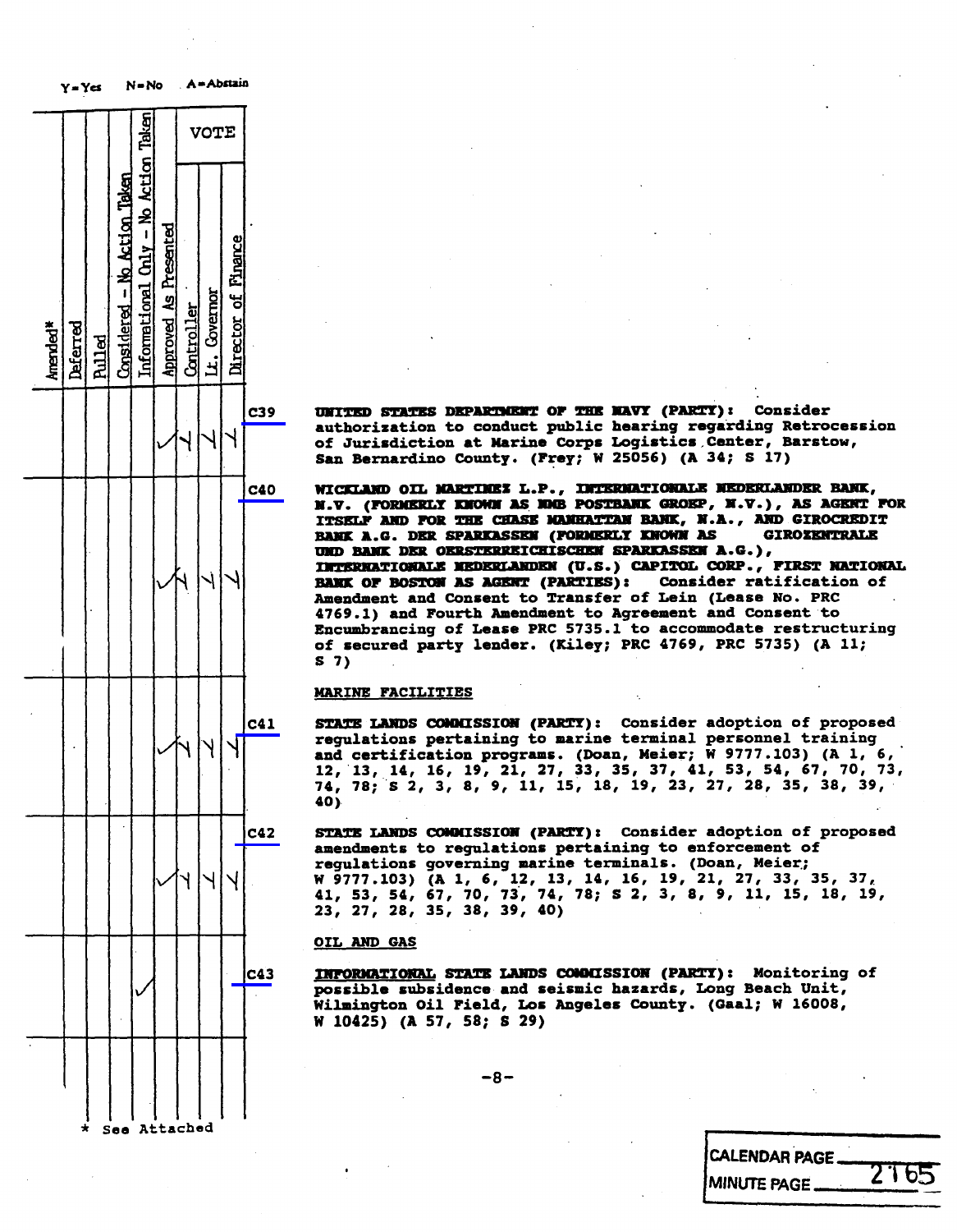Y=Yes N=No A=Abstain

| Amended* | Deferred | Pulled | Considered - No Action Taken | Informational Only - No Action Taken | Approved As Presented | VOTE Controller | Lt. Governor | Director of Finance | Item | Description |
|---|---|---|---|---|---|---|---|---|---|---|
| | | | | | ✓ | Y | Y | Y | C39 | **UNITED STATES DEPARTMENT OF THE NAVY (PARTY):** Consider authorization to conduct public hearing regarding Retrocession of Jurisdiction at Marine Corps Logistics Center, Barstow, San Bernardino County. (Frey; W 25056) (A 34; S 17) |
| | | | | | ✓ | Y | Y | Y | C40 | **WICKLAND OIL MARTINEZ L.P., INTERNATIONALE NEDERLANDER BANK, N.V. (FORMERLY KNOWN AS NMB POSTBANK GROEP, N.V.), AS AGENT FOR ITSELF AND FOR THE CHASE MANHATTAN BANK, N.A., AND GIROCREDIT BANK A.G. DER SPARKASSEN (FORMERLY KNOWN AS GIROZENTRALE UND BANK DER OESTERREICHISCHEN SPARKASSEN A.G.), INTERNATIONALE NEDERLANDEN (U.S.) CAPITOL CORP., FIRST NATIONAL BANK OF BOSTON AS AGENT (PARTIES):** Consider ratification of Amendment and Consent to Transfer of Lein (Lease No. PRC 4769.1) and Fourth Amendment to Agreement and Consent to Encumbrancing of Lease PRC 5735.1 to accommodate restructuring of secured party lender. (Kiley; PRC 4769, PRC 5735) (A 11; S 7) |
| | | | | | | | | | | **MARINE FACILITIES** |
| | | | | | ✓ | Y | Y | Y | C41 | **STATE LANDS COMMISSION (PARTY):** Consider adoption of proposed regulations pertaining to marine terminal personnel training and certification programs. (Doan, Meier; W 9777.103) (A 1, 6, 12, 13, 14, 16, 19, 21, 27, 33, 35, 37, 41, 53, 54, 67, 70, 73, 74, 78; S 2, 3, 8, 9, 11, 15, 18, 19, 23, 27, 28, 35, 38, 39, 40) |
| | | | | | ✓ | Y | Y | Y | C42 | **STATE LANDS COMMISSION (PARTY):** Consider adoption of proposed amendments to regulations pertaining to enforcement of regulations governing marine terminals. (Doan, Meier; W 9777.103) (A 1, 6, 12, 13, 14, 16, 19, 21, 27, 33, 35, 37, 41, 53, 54, 67, 70, 73, 74, 78; S 2, 3, 8, 9, 11, 15, 18, 19, 23, 27, 28, 35, 38, 39, 40) |
| | | | | | | | | | | **OIL AND GAS** |
| | | | | ✓ | | | | | C43 | **INFORMATIONAL STATE LANDS COMMISSION (PARTY):** Monitoring of possible subsidence and seismic hazards, Long Beach Unit, Wilmington Oil Field, Los Angeles County. (Gaal; W 16008, W 10425) (A 57, 58; S 29) |

\* See Attached

CALENDAR PAGE
MINUTE PAGE 2765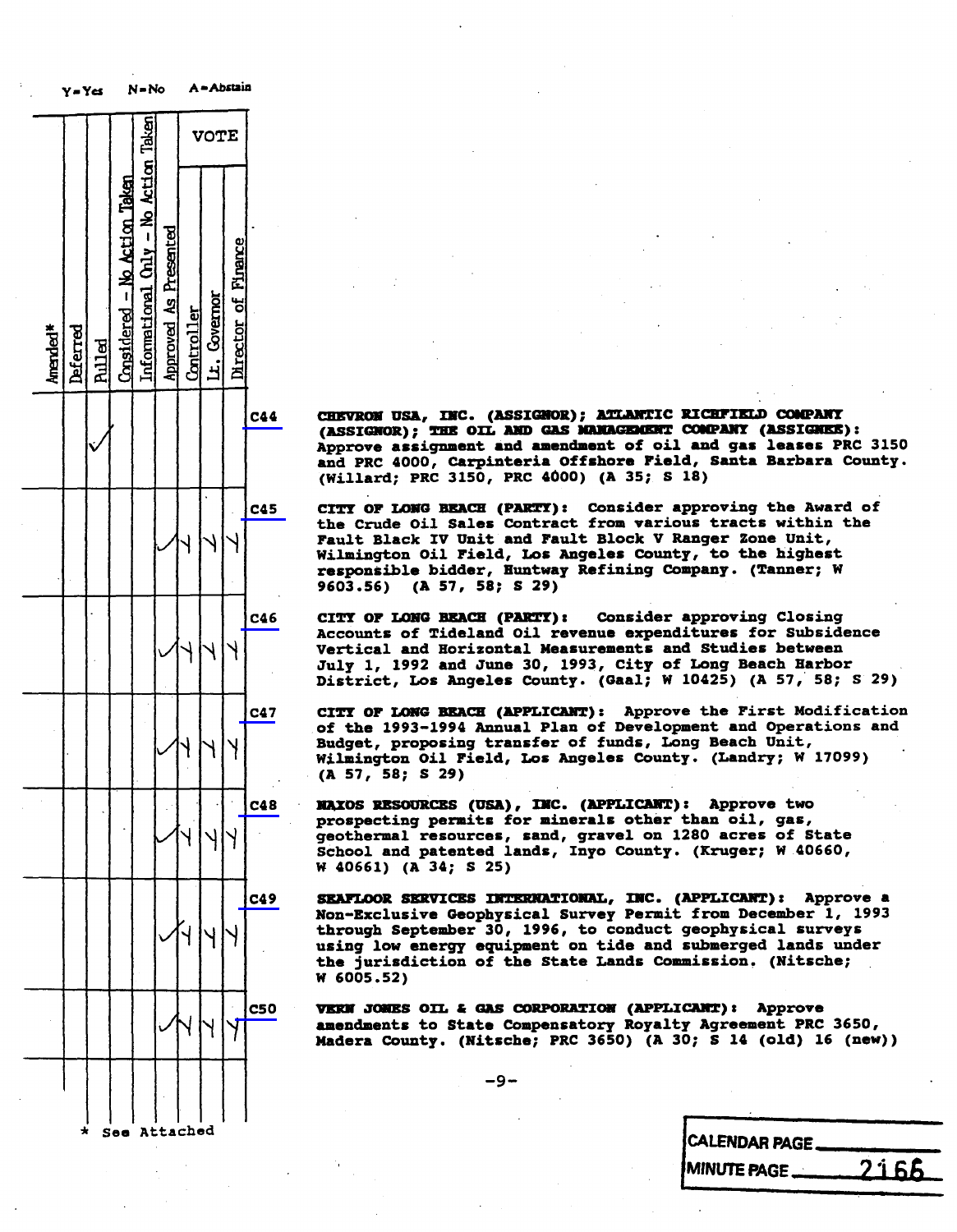Y=Yes N=No A=Abstain

| Amended* | Deferred | Pulled | Considered - No Action Taken | Informational Only - No Action Taken | Approved As Presented | VOTE: Controller | VOTE: Lt. Governor | VOTE: Director of Finance | Item | Description |
|---|---|---|---|---|---|---|---|---|---|---|
| | | ✓ | | | | | | | C44 | **CHEVRON USA, INC. (ASSIGNOR); ATLANTIC RICHFIELD COMPANY (ASSIGNOR); THE OIL AND GAS MANAGEMENT COMPANY (ASSIGNEE):** Approve assignment and amendment of oil and gas leases PRC 3150 and PRC 4000, Carpinteria Offshore Field, Santa Barbara County. (Willard; PRC 3150, PRC 4000) (A 35; S 18) |
| | | | | | ✓ | Y | Y | Y | C45 | **CITY OF LONG BEACH (PARTY):** Consider approving the Award of the Crude Oil Sales Contract from various tracts within the Fault Black IV Unit and Fault Block V Ranger Zone Unit, Wilmington Oil Field, Los Angeles County, to the highest responsible bidder, Huntway Refining Company. (Tanner; W 9603.56) (A 57, 58; S 29) |
| | | | | | ✓ | Y | Y | Y | C46 | **CITY OF LONG BEACH (PARTY):** Consider approving Closing Accounts of Tideland Oil revenue expenditures for Subsidence Vertical and Horizontal Measurements and Studies between July 1, 1992 and June 30, 1993, City of Long Beach Harbor District, Los Angeles County. (Gaal; W 10425) (A 57, 58; S 29) |
| | | | | | ✓ | Y | Y | Y | C47 | **CITY OF LONG BEACH (APPLICANT):** Approve the First Modification of the 1993-1994 Annual Plan of Development and Operations and Budget, proposing transfer of funds, Long Beach Unit, Wilmington Oil Field, Los Angeles County. (Landry; W 17099) (A 57, 58; S 29) |
| | | | | | ✓ | Y | Y | Y | C48 | **NAXOS RESOURCES (USA), INC. (APPLICANT):** Approve two prospecting permits for minerals other than oil, gas, geothermal resources, sand, gravel on 1280 acres of State School and patented lands, Inyo County. (Kruger; W 40660, W 40661) (A 34; S 25) |
| | | | | | ✓ | Y | Y | Y | C49 | **SEAFLOOR SERVICES INTERNATIONAL, INC. (APPLICANT):** Approve a Non-Exclusive Geophysical Survey Permit from December 1, 1993 through September 30, 1996, to conduct geophysical surveys using low energy equipment on tide and submerged lands under the jurisdiction of the State Lands Commission. (Nitsche; W 6005.52) |
| | | | | | ✓ | Y | Y | Y | C50 | **VERN JONES OIL & GAS CORPORATION (APPLICANT):** Approve amendments to State Compensatory Royalty Agreement PRC 3650, Madera County. (Nitsche; PRC 3650) (A 30; S 14 (old) 16 (new)) |

\* See Attached

CALENDAR PAGE ______

MINUTE PAGE 2166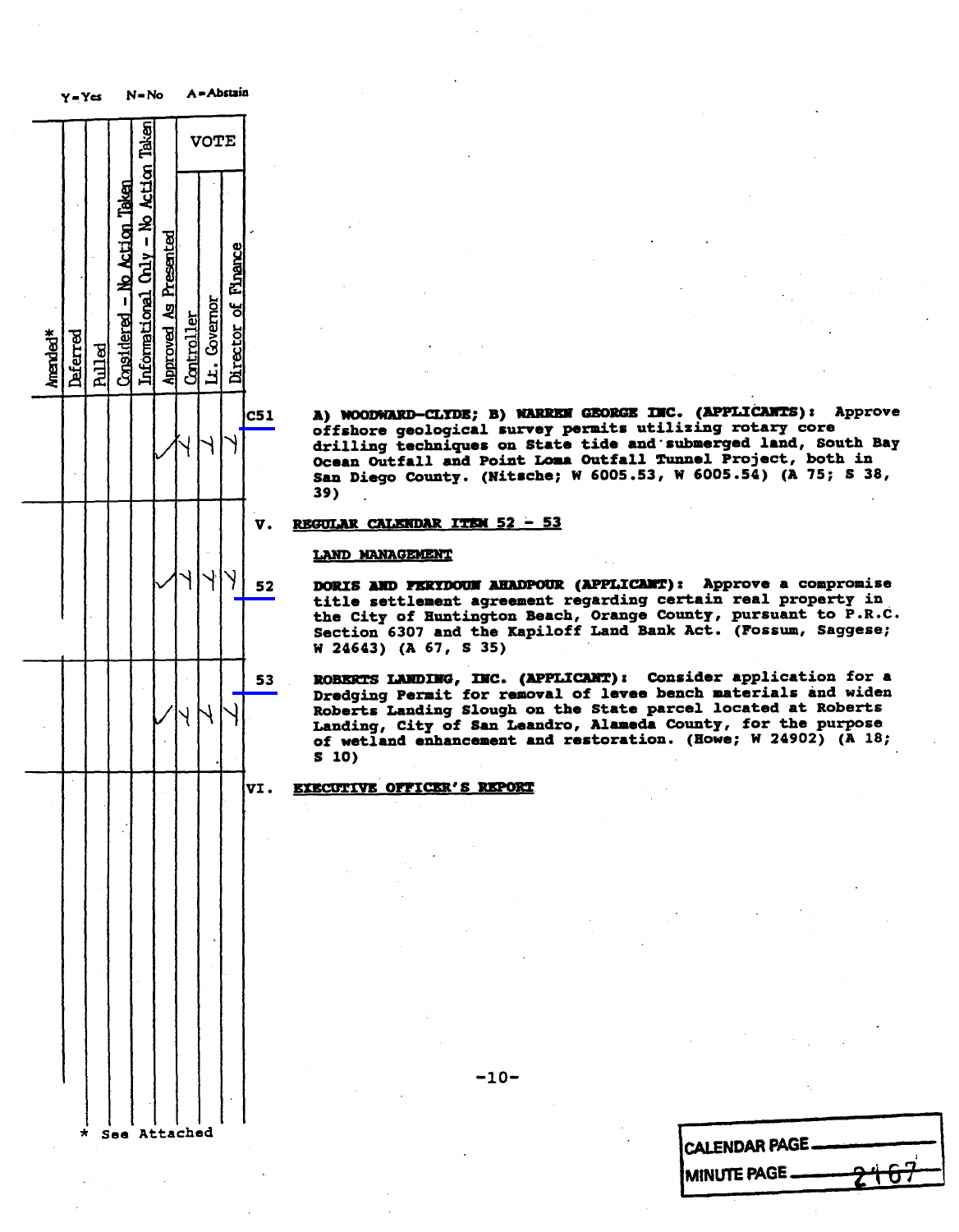Y=Yes N=No A=Abstain

| Amended* | Deferred | Pulled | Considered - No Action Taken | Informational Only - No Action Taken | Approved As Presented | VOTE Controller | Lt. Governor | Director of Finance | Item |
|---|---|---|---|---|---|---|---|---|---|
| | | | | | ✓ | Y | Y | Y | **C51** A) WOODWARD-CLYDE; B) WARREN GEORGE INC. (APPLICANTS): Approve offshore geological survey permits utilizing rotary core drilling techniques on State tide and submerged land, South Bay Ocean Outfall and Point Loma Outfall Tunnel Project, both in San Diego County. (Nitsche; W 6005.53, W 6005.54) (A 75; S 38, 39) |
| | | | | | | | | | **V. REGULAR CALENDAR ITEM 52 - 53** |
| | | | | | | | | | **LAND MANAGEMENT** |
| | | | | | ✓ | Y | Y | Y | **52** DORIS AND FERYDOUN AHADPOUR (APPLICANT): Approve a compromise title settlement agreement regarding certain real property in the City of Huntington Beach, Orange County, pursuant to P.R.C. Section 6307 and the Kapiloff Land Bank Act. (Fossum, Saggese; W 24643) (A 67, S 35) |
| | | | | | ✓ | Y | Y | Y | **53** ROBERTS LANDING, INC. (APPLICANT): Consider application for a Dredging Permit for removal of levee bench materials and widen Roberts Landing Slough on the State parcel located at Roberts Landing, City of San Leandro, Alameda County, for the purpose of wetland enhancement and restoration. (Howe; W 24902) (A 18; S 10) |
| | | | | | | | | | **VI. EXECUTIVE OFFICER'S REPORT** |

\* See Attached

CALENDAR PAGE
MINUTE PAGE 2467